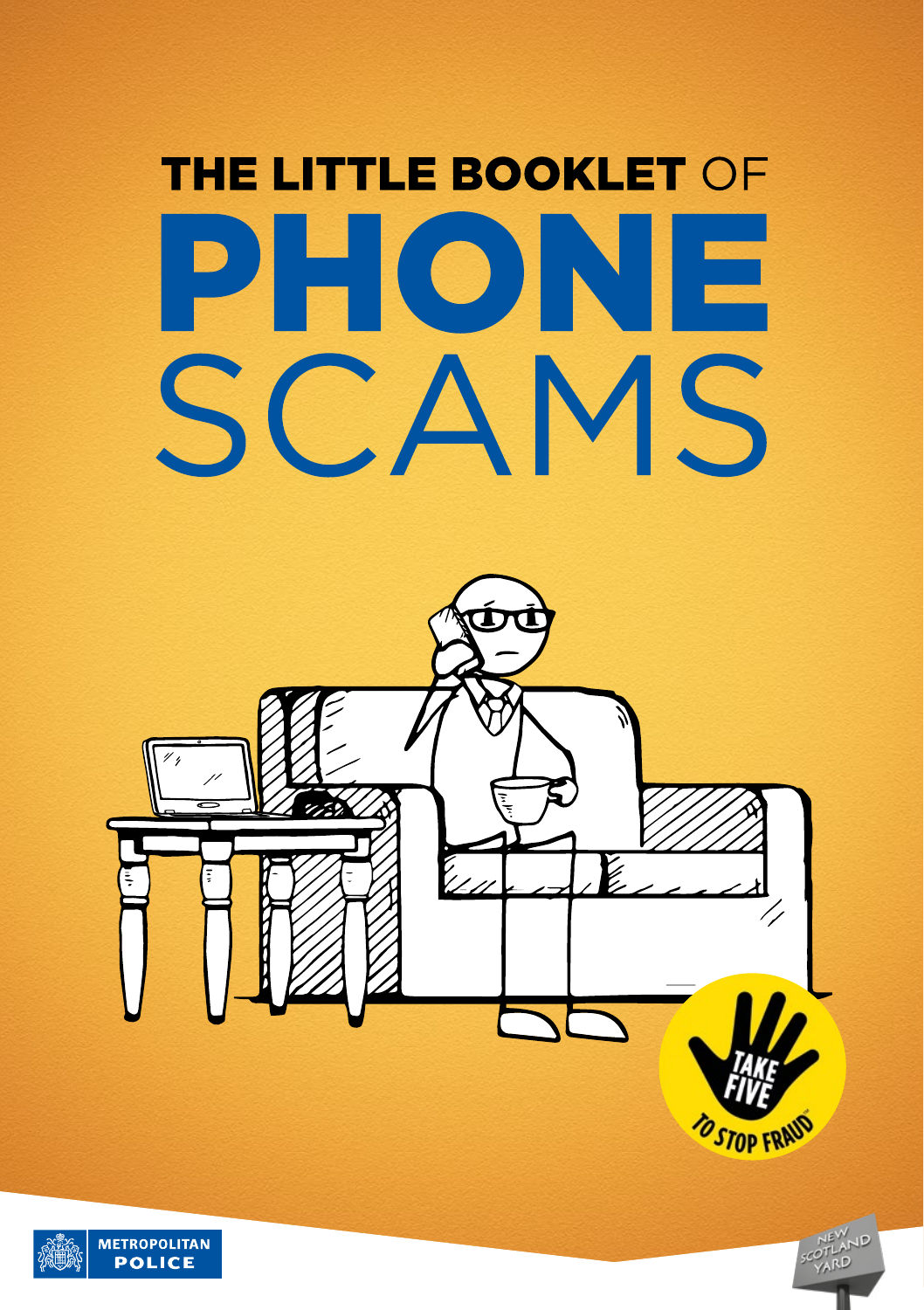# THE LITTLE BOOKLET OF PHONE SCAMS

TAKE FIVE TO STOP FRAUD

METROPOLITAN POLICE

NEW SCOTLAND YARD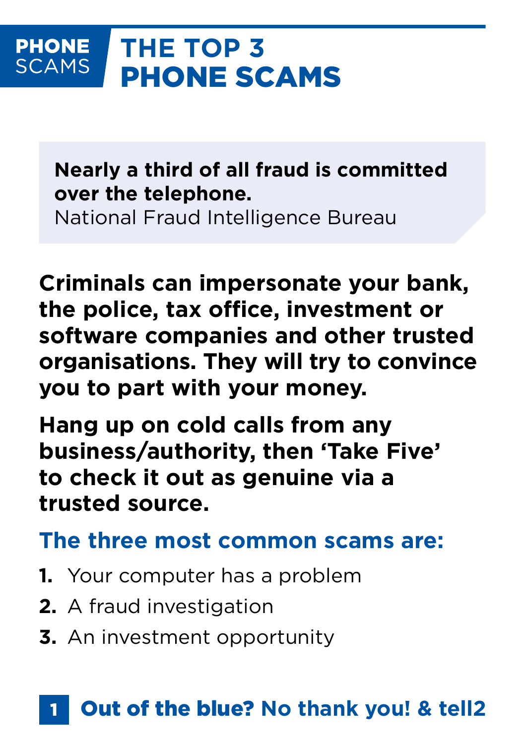**PHONE SCAMS**

# THE TOP 3 PHONE SCAMS

> **Nearly a third of all fraud is committed over the telephone.**
> National Fraud Intelligence Bureau

**Criminals can impersonate your bank, the police, tax office, investment or software companies and other trusted organisations. They will try to convince you to part with your money.**

**Hang up on cold calls from any business/authority, then 'Take Five' to check it out as genuine via a trusted source.**

## The three most common scams are:

1. Your computer has a problem
2. A fraud investigation
3. An investment opportunity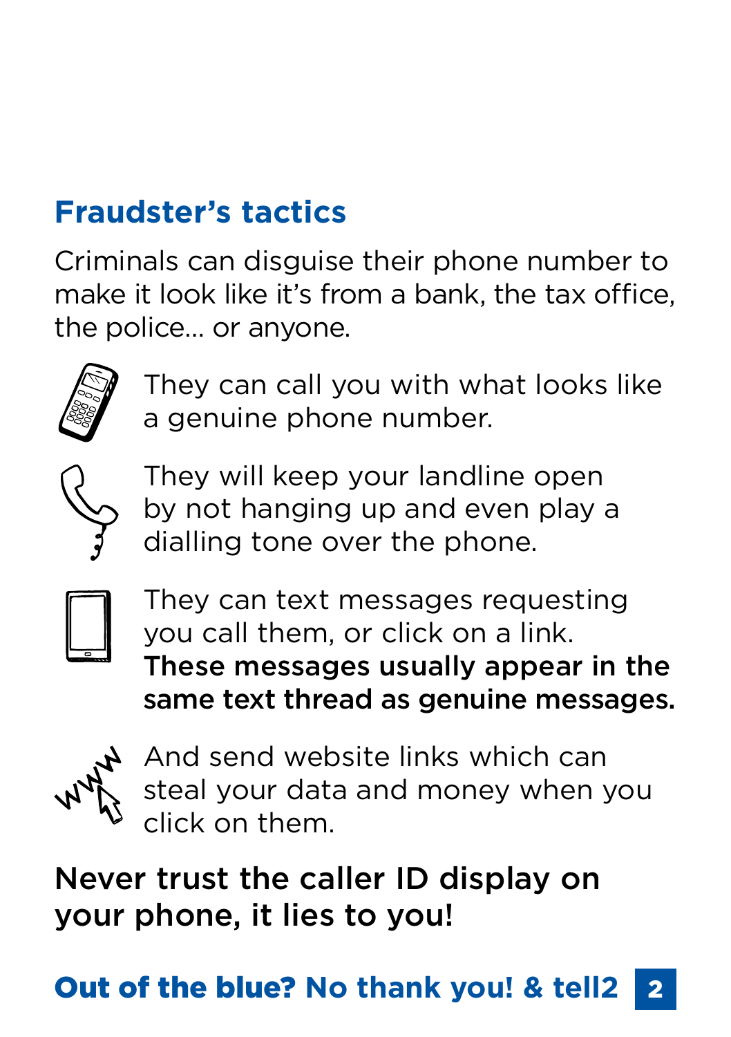## Fraudster's tactics

Criminals can disguise their phone number to make it look like it's from a bank, the tax office, the police… or anyone.

They can call you with what looks like a genuine phone number.

They will keep your landline open by not hanging up and even play a dialling tone over the phone.

They can text messages requesting you call them, or click on a link. **These messages usually appear in the same text thread as genuine messages.**

And send website links which can steal your data and money when you click on them.

**Never trust the caller ID display on your phone, it lies to you!**

**Out of the blue? No thank you! & tell2**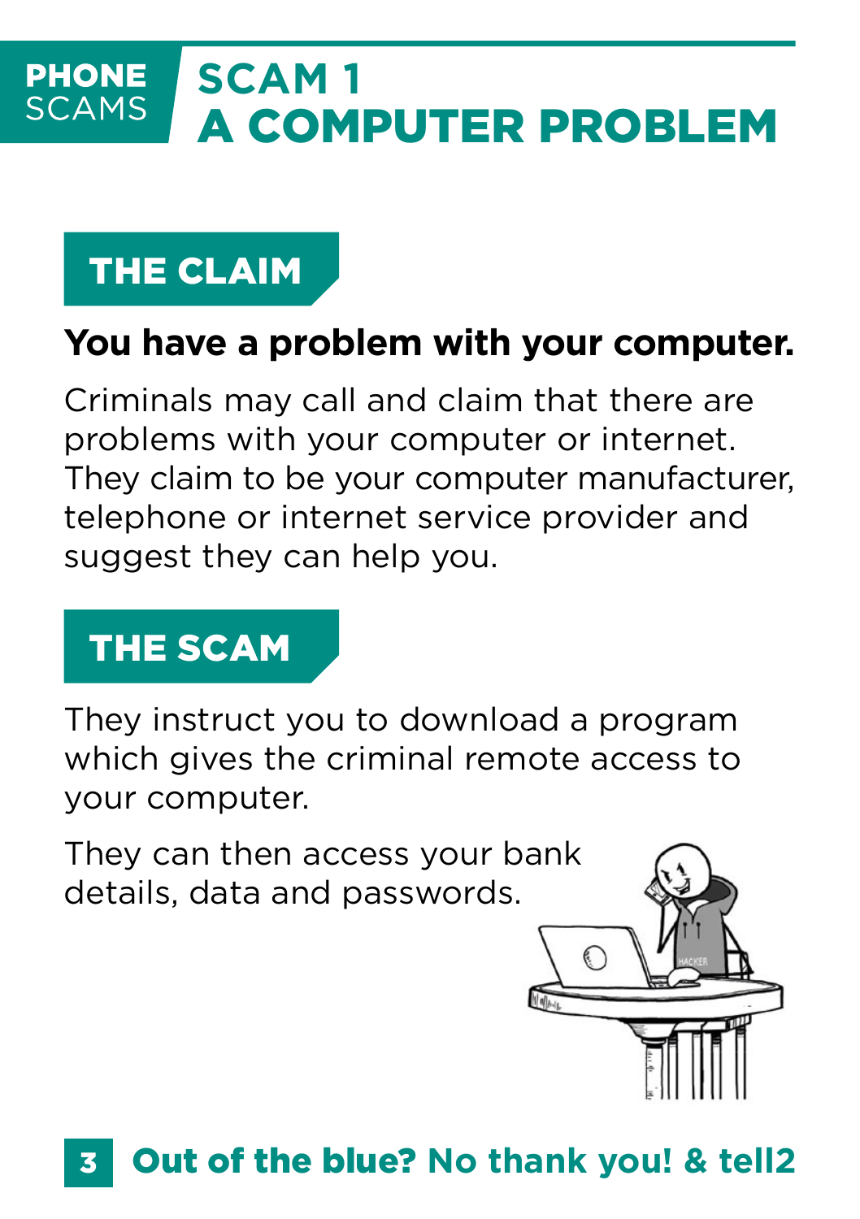PHONE SCAMS

# SCAM 1 A COMPUTER PROBLEM

## THE CLAIM

**You have a problem with your computer.**

Criminals may call and claim that there are problems with your computer or internet. They claim to be your computer manufacturer, telephone or internet service provider and suggest they can help you.

## THE SCAM

They instruct you to download a program which gives the criminal remote access to your computer.

They can then access your bank details, data and passwords.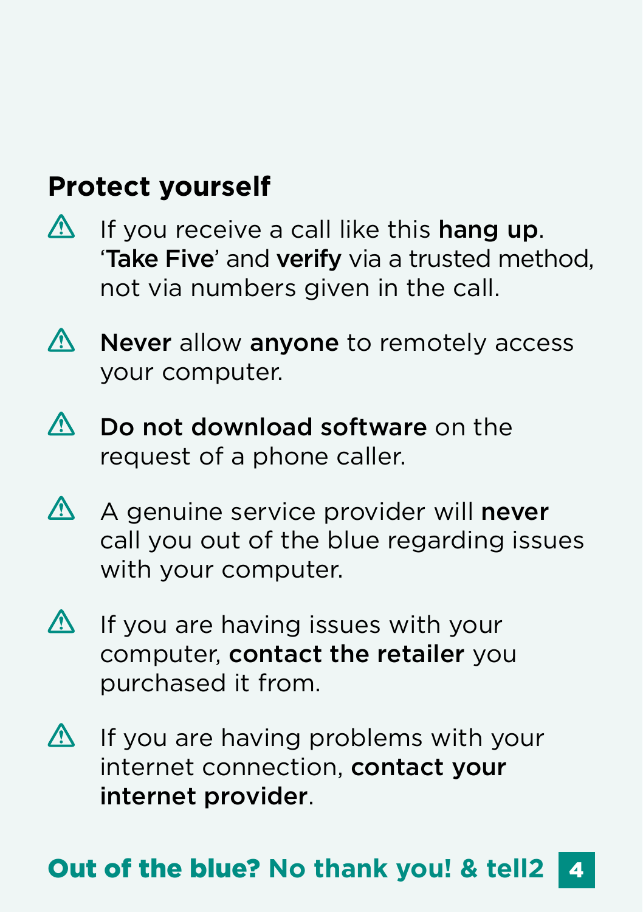## Protect yourself

- ⚠ If you receive a call like this **hang up**. ‘**Take Five**’ and **verify** via a trusted method, not via numbers given in the call.
- ⚠ **Never** allow **anyone** to remotely access your computer.
- ⚠ **Do not download software** on the request of a phone caller.
- ⚠ A genuine service provider will **never** call you out of the blue regarding issues with your computer.
- ⚠ If you are having issues with your computer, **contact the retailer** you purchased it from.
- ⚠ If you are having problems with your internet connection, **contact your internet provider**.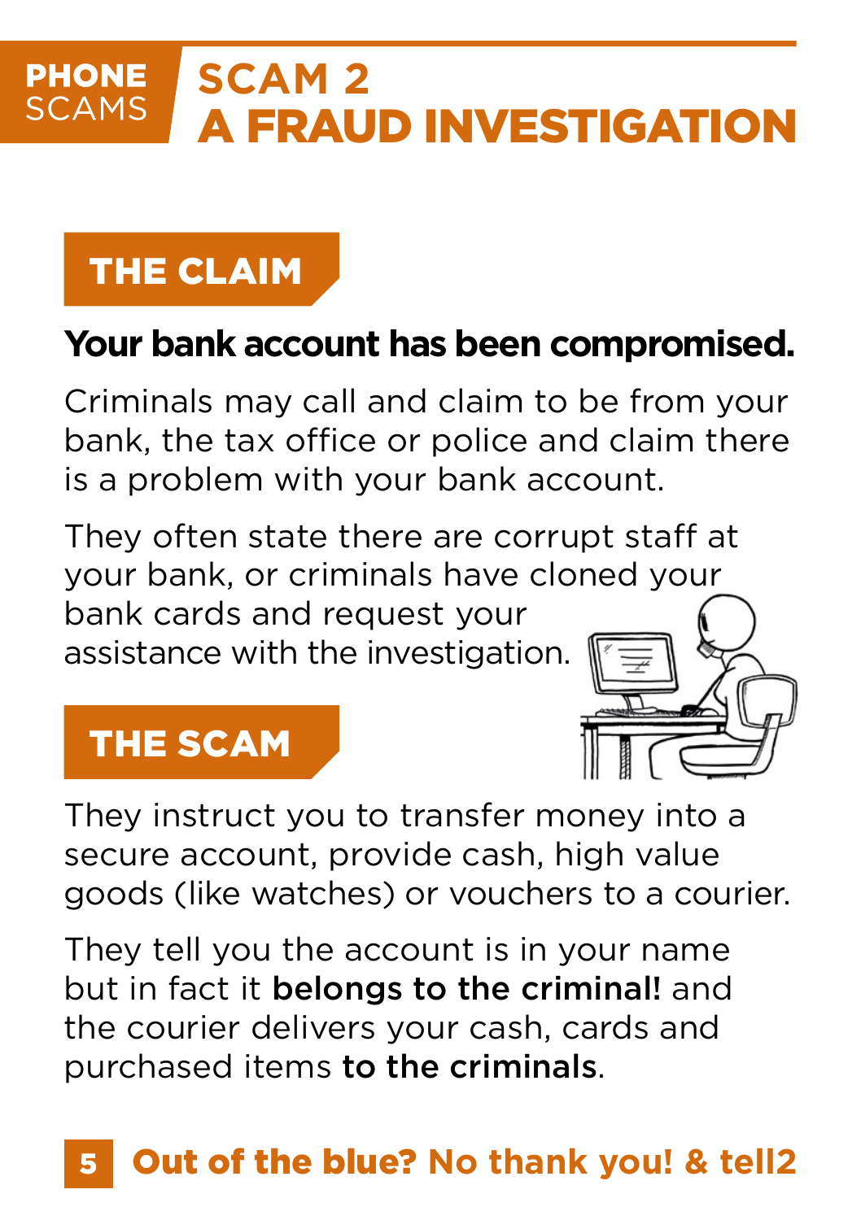**PHONE SCAMS**

# SCAM 2 A FRAUD INVESTIGATION

## THE CLAIM

**Your bank account has been compromised.**

Criminals may call and claim to be from your bank, the tax office or police and claim there is a problem with your bank account.

They often state there are corrupt staff at your bank, or criminals have cloned your bank cards and request your assistance with the investigation.

## THE SCAM

They instruct you to transfer money into a secure account, provide cash, high value goods (like watches) or vouchers to a courier.

They tell you the account is in your name but in fact it **belongs to the criminal!** and the courier delivers your cash, cards and purchased items **to the criminals**.

**Out of the blue? No thank you! & tell2**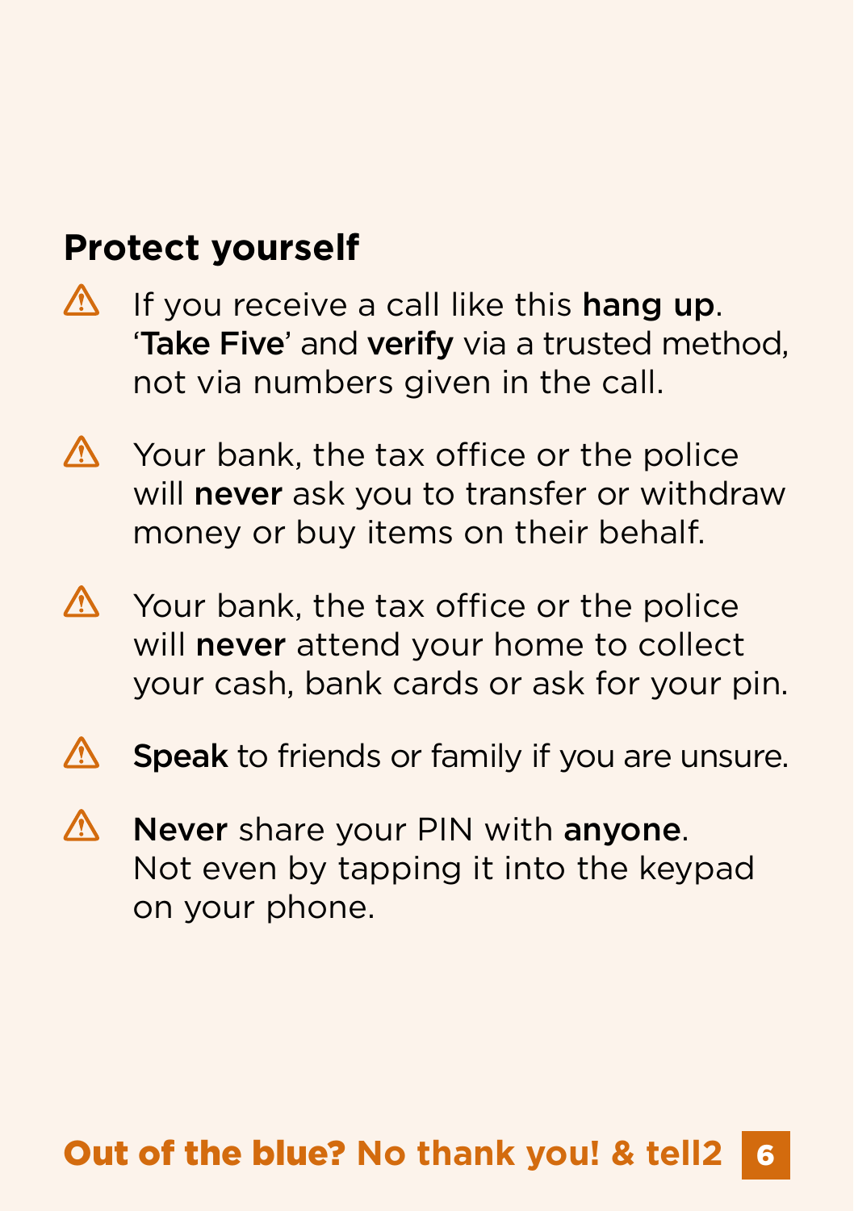## Protect yourself

- If you receive a call like this **hang up**. '**Take Five**' and **verify** via a trusted method, not via numbers given in the call.
- Your bank, the tax office or the police will **never** ask you to transfer or withdraw money or buy items on their behalf.
- Your bank, the tax office or the police will **never** attend your home to collect your cash, bank cards or ask for your pin.
- **Speak** to friends or family if you are unsure.
- **Never** share your PIN with **anyone**. Not even by tapping it into the keypad on your phone.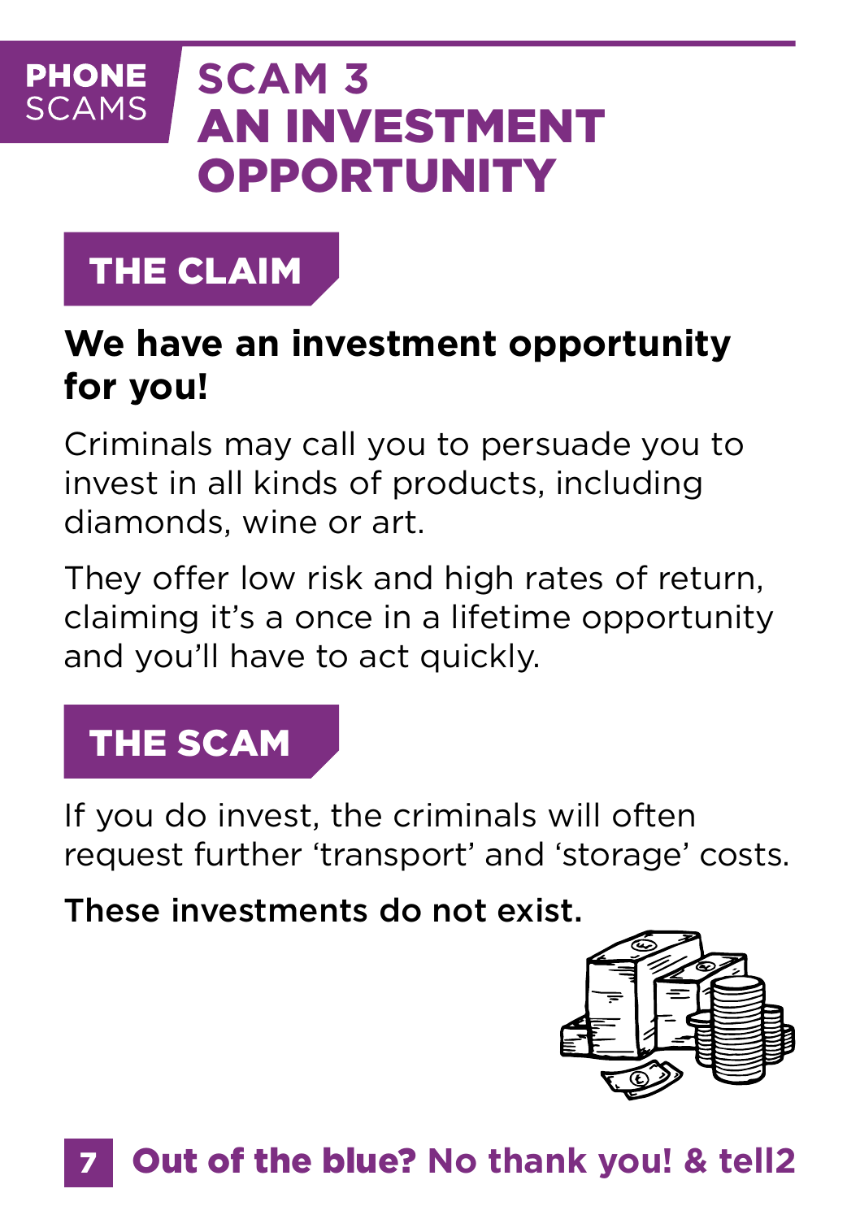PHONE SCAMS

# SCAM 3 AN INVESTMENT OPPORTUNITY

## THE CLAIM

**We have an investment opportunity for you!**

Criminals may call you to persuade you to invest in all kinds of products, including diamonds, wine or art.

They offer low risk and high rates of return, claiming it's a once in a lifetime opportunity and you'll have to act quickly.

## THE SCAM

If you do invest, the criminals will often request further 'transport' and 'storage' costs.

**These investments do not exist.**

**Out of the blue? No thank you! & tell2**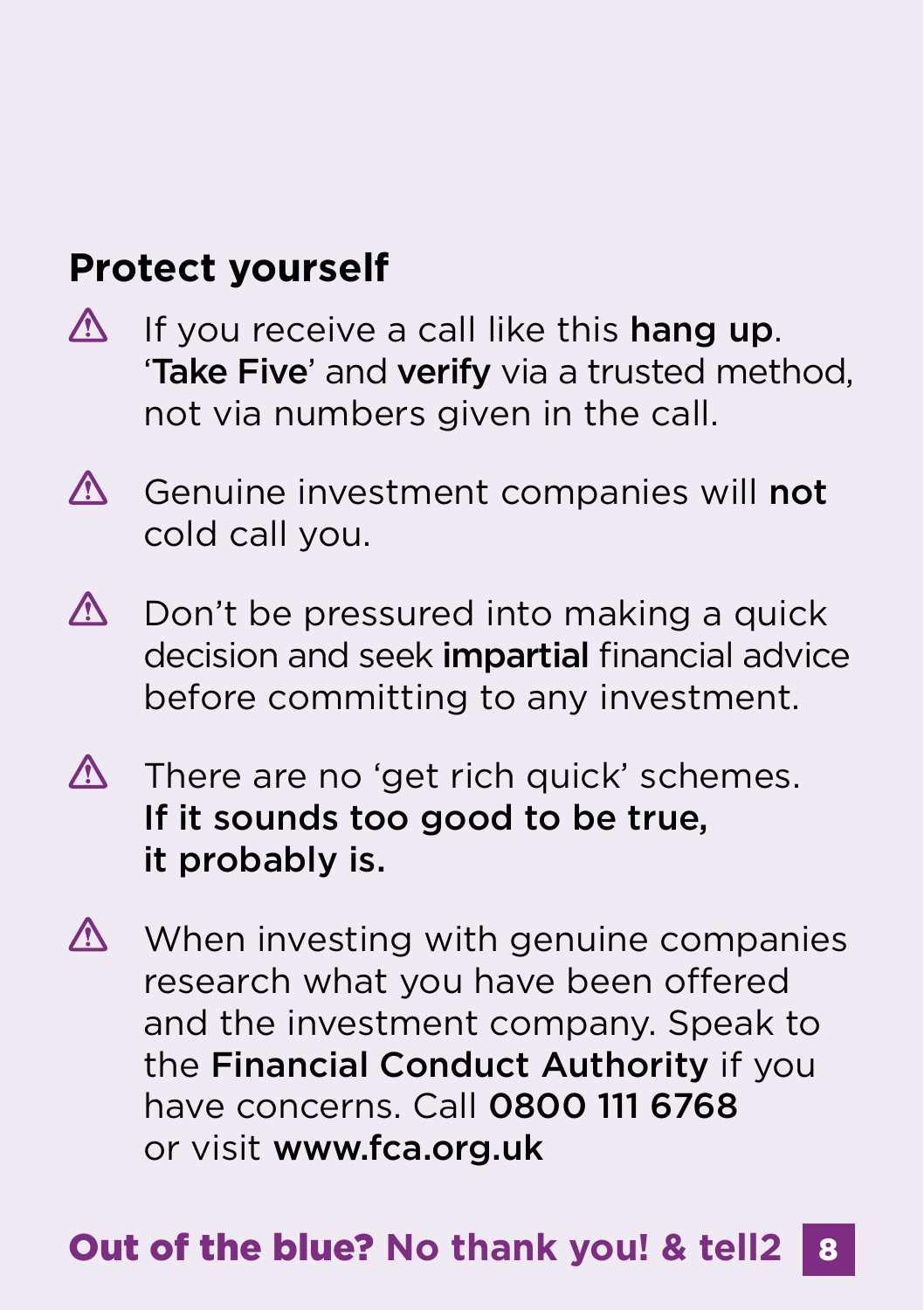## Protect yourself

- ⚠ If you receive a call like this **hang up**. '**Take Five**' and **verify** via a trusted method, not via numbers given in the call.
- ⚠ Genuine investment companies will **not** cold call you.
- ⚠ Don't be pressured into making a quick decision and seek **impartial** financial advice before committing to any investment.
- ⚠ There are no 'get rich quick' schemes. **If it sounds too good to be true, it probably is.**
- ⚠ When investing with genuine companies research what you have been offered and the investment company. Speak to the **Financial Conduct Authority** if you have concerns. Call **0800 111 6768** or visit **www.fca.org.uk**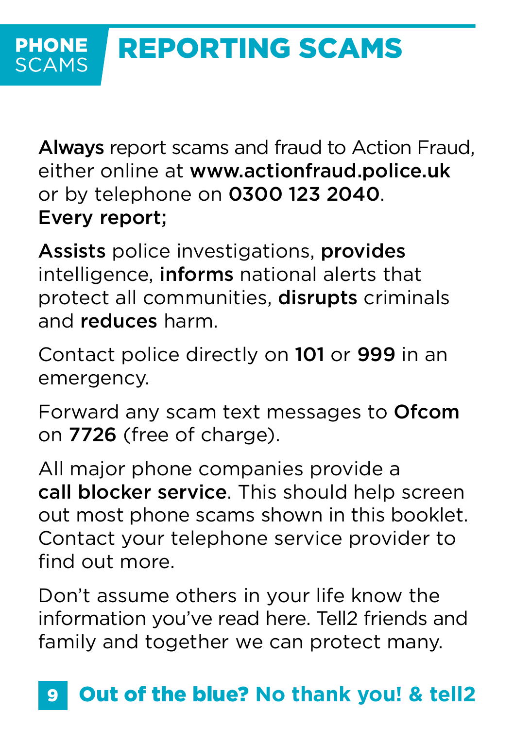**PHONE** SCAMS

# REPORTING SCAMS

**Always** report scams and fraud to Action Fraud, either online at **www.actionfraud.police.uk** or by telephone on **0300 123 2040**.
**Every report;**

**Assists** police investigations, **provides** intelligence, **informs** national alerts that protect all communities, **disrupts** criminals and **reduces** harm.

Contact police directly on **101** or **999** in an emergency.

Forward any scam text messages to **Ofcom** on **7726** (free of charge).

All major phone companies provide a **call blocker service**. This should help screen out most phone scams shown in this booklet. Contact your telephone service provider to find out more.

Don't assume others in your life know the information you've read here. Tell2 friends and family and together we can protect many.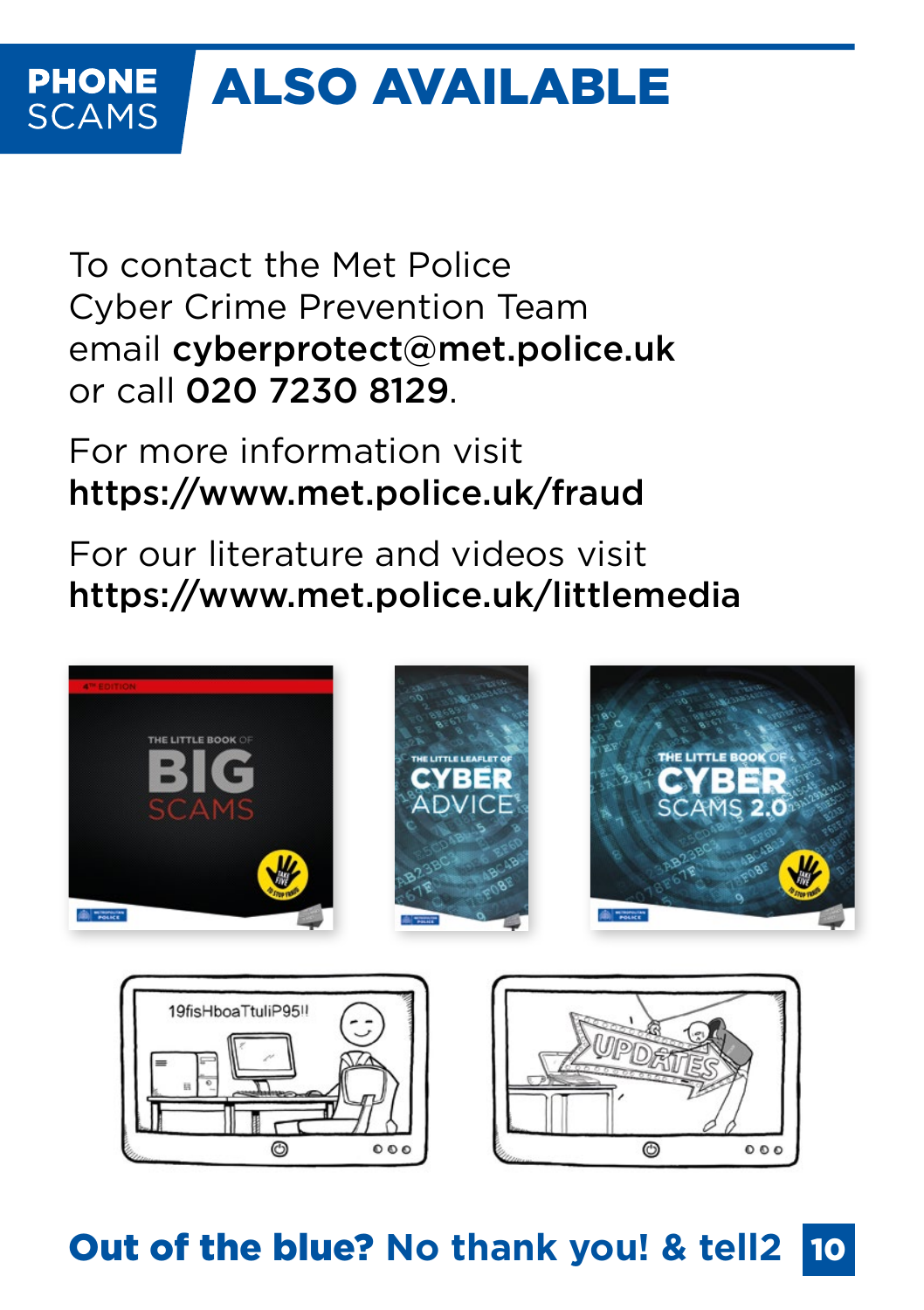# ALSO AVAILABLE

To contact the Met Police Cyber Crime Prevention Team email **cyberprotect@met.police.uk** or call **020 7230 8129**.

For more information visit **https://www.met.police.uk/fraud**

For our literature and videos visit **https://www.met.police.uk/littlemedia**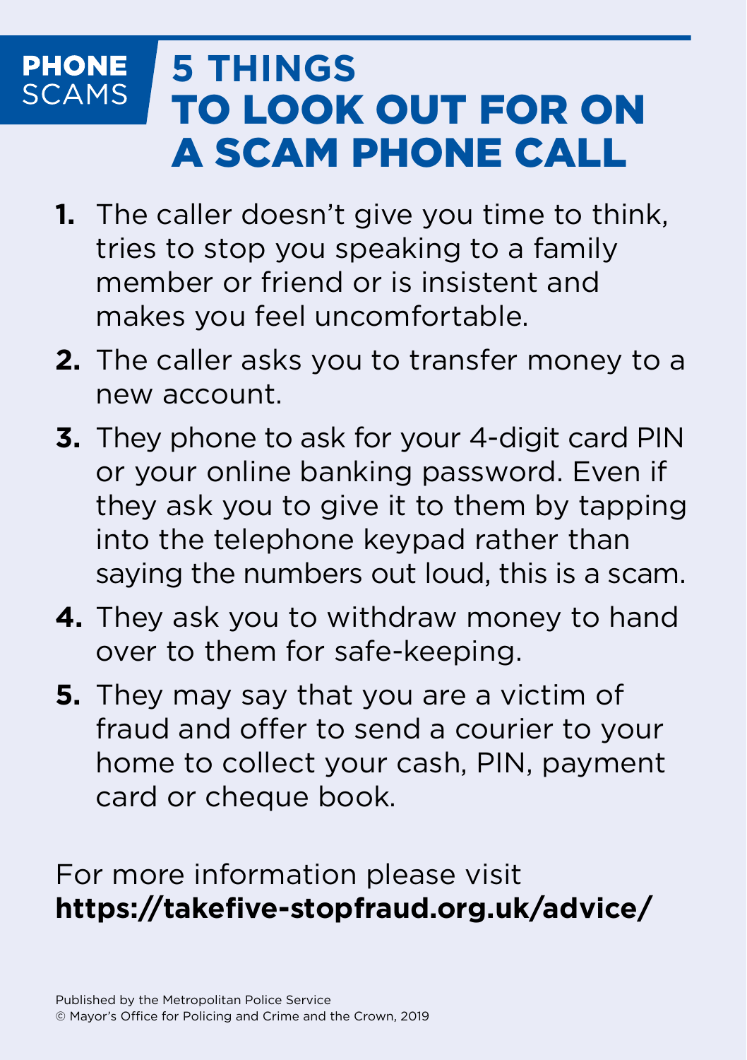**PHONE SCAMS**

# 5 THINGS TO LOOK OUT FOR ON A SCAM PHONE CALL

1. The caller doesn't give you time to think, tries to stop you speaking to a family member or friend or is insistent and makes you feel uncomfortable.
2. The caller asks you to transfer money to a new account.
3. They phone to ask for your 4-digit card PIN or your online banking password. Even if they ask you to give it to them by tapping into the telephone keypad rather than saying the numbers out loud, this is a scam.
4. They ask you to withdraw money to hand over to them for safe-keeping.
5. They may say that you are a victim of fraud and offer to send a courier to your home to collect your cash, PIN, payment card or cheque book.

For more information please visit
**https://takefive-stopfraud.org.uk/advice/**

Published by the Metropolitan Police Service
© Mayor's Office for Policing and Crime and the Crown, 2019